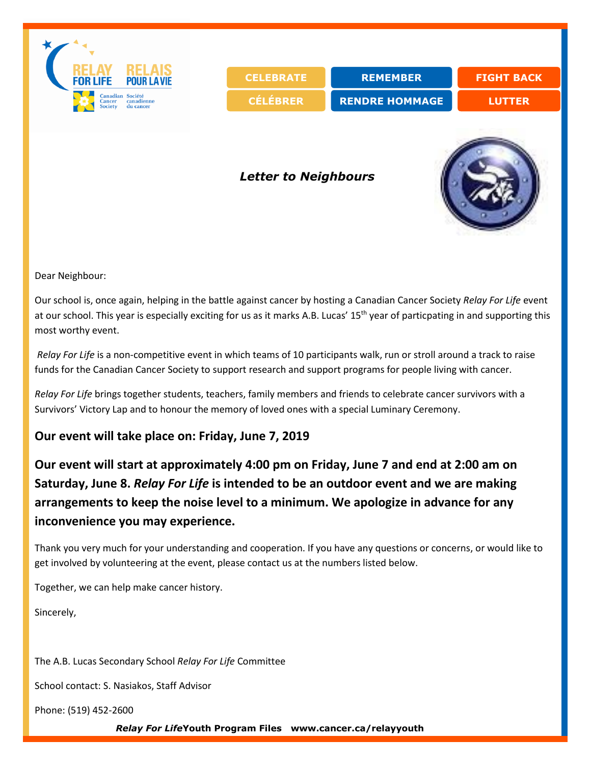RELAY FOR LIFE | RELAIS POUR LA VIE

Canadian Cancer Society | Société canadienne du cancer

| CELEBRATE | REMEMBER | FIGHT BACK |
| --- | --- | --- |
| CÉLÉBRER | RENDRE HOMMAGE | LUTTER |

# *Letter to Neighbours*

Dear Neighbour:

Our school is, once again, helping in the battle against cancer by hosting a Canadian Cancer Society *Relay For Life* event at our school. This year is especially exciting for us as it marks A.B. Lucas' 15th year of particpating in and supporting this most worthy event.

*Relay For Life* is a non-competitive event in which teams of 10 participants walk, run or stroll around a track to raise funds for the Canadian Cancer Society to support research and support programs for people living with cancer.

*Relay For Life* brings together students, teachers, family members and friends to celebrate cancer survivors with a Survivors' Victory Lap and to honour the memory of loved ones with a special Luminary Ceremony.

**Our event will take place on: Friday, June 7, 2019**

**Our event will start at approximately 4:00 pm on Friday, June 7 and end at 2:00 am on Saturday, June 8. *Relay For Life* is intended to be an outdoor event and we are making arrangements to keep the noise level to a minimum. We apologize in advance for any inconvenience you may experience.**

Thank you very much for your understanding and cooperation. If you have any questions or concerns, or would like to get involved by volunteering at the event, please contact us at the numbers listed below.

Together, we can help make cancer history.

Sincerely,

The A.B. Lucas Secondary School *Relay For Life* Committee

School contact: S. Nasiakos, Staff Advisor

Phone: (519) 452-2600

***Relay For Life*** **Youth Program Files www.cancer.ca/relayyouth**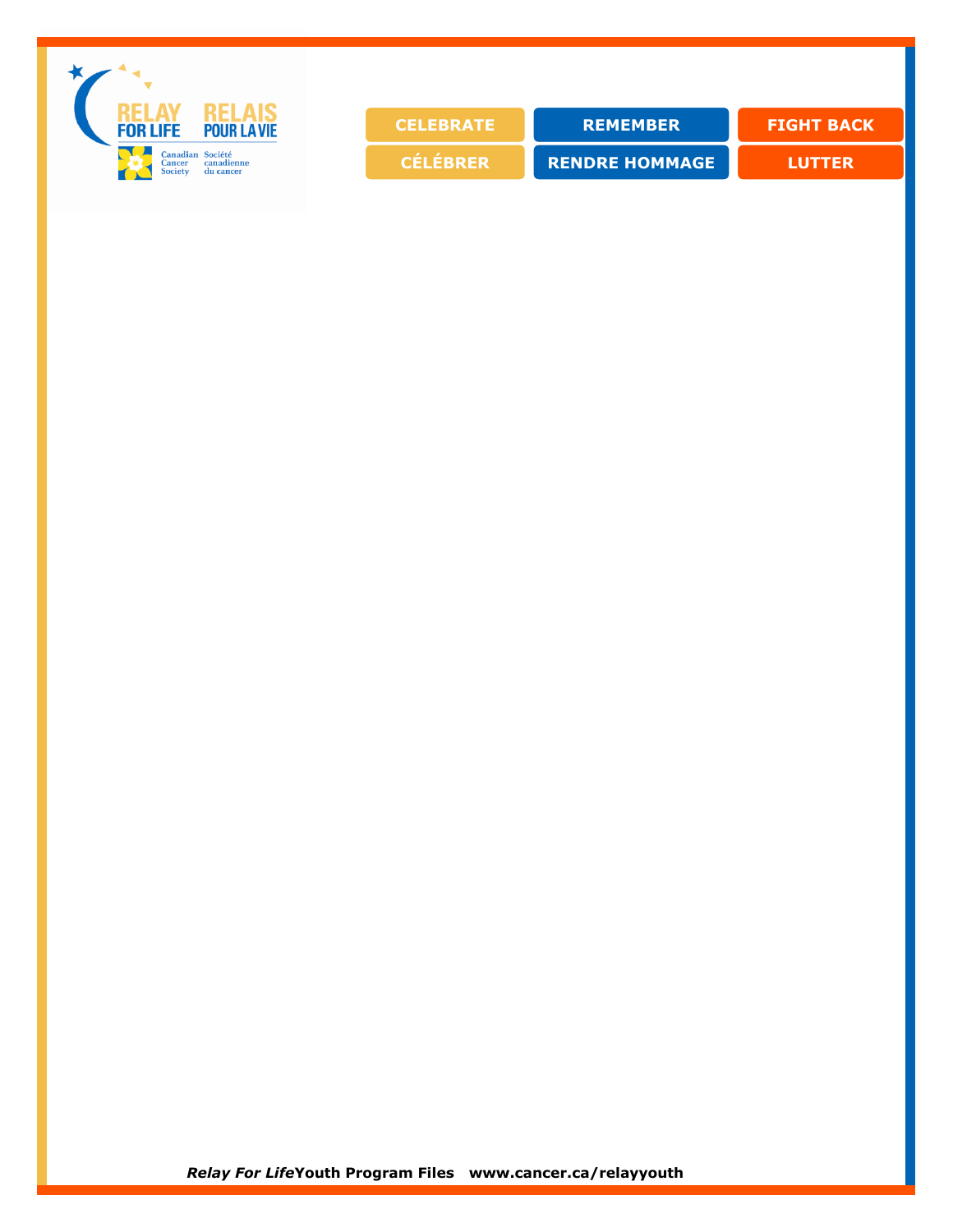CELEBRATE | REMEMBER | FIGHT BACK

CÉLÉBRER | RENDRE HOMMAGE | LUTTER